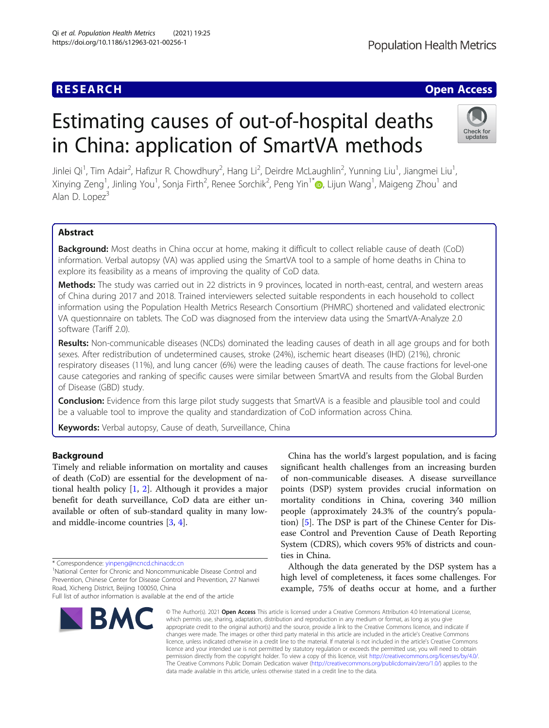RESEARCH | Open Access

# Estimating causes of out-of-hospital deaths in China: application of SmartVA methods

Jinlei Qi[1], Tim Adair[2], Hafizur R. Chowdhury[2], Hang Li[2], Deirdre McLaughlin[2], Yunning Liu[1], Jiangmei Liu[1], Xinying Zeng[1], Jinling You[1], Sonja Firth[2], Renee Sorchik[2], Peng Yin[1*], Lijun Wang[1], Maigeng Zhou[1] and Alan D. Lopez[3]

## Abstract

**Background:** Most deaths in China occur at home, making it difficult to collect reliable cause of death (CoD) information. Verbal autopsy (VA) was applied using the SmartVA tool to a sample of home deaths in China to explore its feasibility as a means of improving the quality of CoD data.

**Methods:** The study was carried out in 22 districts in 9 provinces, located in north-east, central, and western areas of China during 2017 and 2018. Trained interviewers selected suitable respondents in each household to collect information using the Population Health Metrics Research Consortium (PHMRC) shortened and validated electronic VA questionnaire on tablets. The CoD was diagnosed from the interview data using the SmartVA-Analyze 2.0 software (Tariff 2.0).

**Results:** Non-communicable diseases (NCDs) dominated the leading causes of death in all age groups and for both sexes. After redistribution of undetermined causes, stroke (24%), ischemic heart diseases (IHD) (21%), chronic respiratory diseases (11%), and lung cancer (6%) were the leading causes of death. The cause fractions for level-one cause categories and ranking of specific causes were similar between SmartVA and results from the Global Burden of Disease (GBD) study.

**Conclusion:** Evidence from this large pilot study suggests that SmartVA is a feasible and plausible tool and could be a valuable tool to improve the quality and standardization of CoD information across China.

**Keywords:** Verbal autopsy, Cause of death, Surveillance, China

## Background

Timely and reliable information on mortality and causes of death (CoD) are essential for the development of national health policy [1, 2]. Although it provides a major benefit for death surveillance, CoD data are either unavailable or often of sub-standard quality in many low- and middle-income countries [3, 4].

China has the world's largest population, and is facing significant health challenges from an increasing burden of non-communicable diseases. A disease surveillance points (DSP) system provides crucial information on mortality conditions in China, covering 340 million people (approximately 24.3% of the country's population) [5]. The DSP is part of the Chinese Center for Disease Control and Prevention Cause of Death Reporting System (CDRS), which covers 95% of districts and counties in China.

Although the data generated by the DSP system has a high level of completeness, it faces some challenges. For example, 75% of deaths occur at home, and a further

* Correspondence: yinpeng@ncncd.chinacdc.cn
[1]National Center for Chronic and Noncommunicable Disease Control and Prevention, Chinese Center for Disease Control and Prevention, 27 Nanwei Road, Xicheng District, Beijing 100050, China
Full list of author information is available at the end of the article

© The Author(s). 2021 **Open Access** This article is licensed under a Creative Commons Attribution 4.0 International License, which permits use, sharing, adaptation, distribution and reproduction in any medium or format, as long as you give appropriate credit to the original author(s) and the source, provide a link to the Creative Commons licence, and indicate if changes were made. The images or other third party material in this article are included in the article's Creative Commons licence, unless indicated otherwise in a credit line to the material. If material is not included in the article's Creative Commons licence and your intended use is not permitted by statutory regulation or exceeds the permitted use, you will need to obtain permission directly from the copyright holder. To view a copy of this licence, visit http://creativecommons.org/licenses/by/4.0/. The Creative Commons Public Domain Dedication waiver (http://creativecommons.org/publicdomain/zero/1.0/) applies to the data made available in this article, unless otherwise stated in a credit line to the data.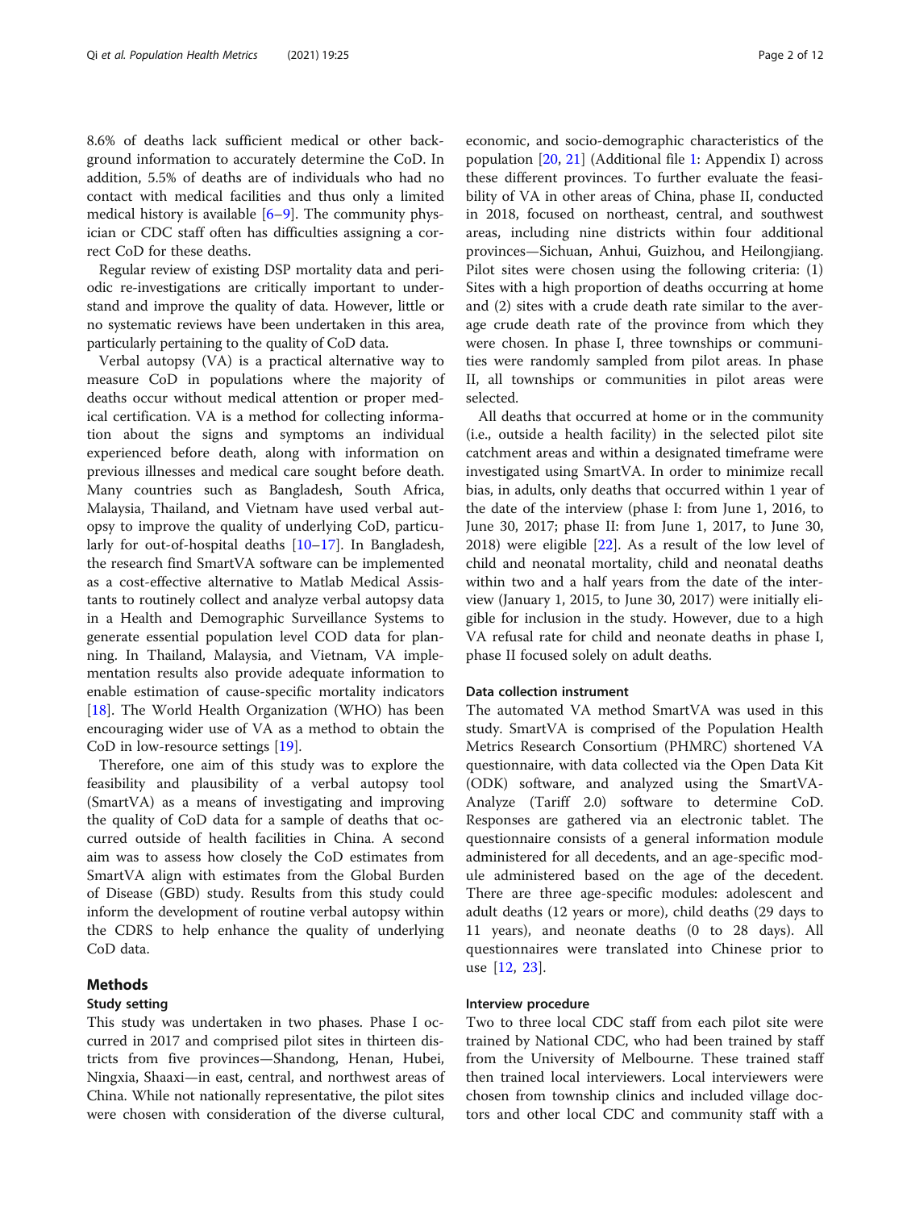8.6% of deaths lack sufficient medical or other background information to accurately determine the CoD. In addition, 5.5% of deaths are of individuals who had no contact with medical facilities and thus only a limited medical history is available [6–9]. The community physician or CDC staff often has difficulties assigning a correct CoD for these deaths.

Regular review of existing DSP mortality data and periodic re-investigations are critically important to understand and improve the quality of data. However, little or no systematic reviews have been undertaken in this area, particularly pertaining to the quality of CoD data.

Verbal autopsy (VA) is a practical alternative way to measure CoD in populations where the majority of deaths occur without medical attention or proper medical certification. VA is a method for collecting information about the signs and symptoms an individual experienced before death, along with information on previous illnesses and medical care sought before death. Many countries such as Bangladesh, South Africa, Malaysia, Thailand, and Vietnam have used verbal autopsy to improve the quality of underlying CoD, particularly for out-of-hospital deaths [10–17]. In Bangladesh, the research find SmartVA software can be implemented as a cost-effective alternative to Matlab Medical Assistants to routinely collect and analyze verbal autopsy data in a Health and Demographic Surveillance Systems to generate essential population level COD data for planning. In Thailand, Malaysia, and Vietnam, VA implementation results also provide adequate information to enable estimation of cause-specific mortality indicators [18]. The World Health Organization (WHO) has been encouraging wider use of VA as a method to obtain the CoD in low-resource settings [19].

Therefore, one aim of this study was to explore the feasibility and plausibility of a verbal autopsy tool (SmartVA) as a means of investigating and improving the quality of CoD data for a sample of deaths that occurred outside of health facilities in China. A second aim was to assess how closely the CoD estimates from SmartVA align with estimates from the Global Burden of Disease (GBD) study. Results from this study could inform the development of routine verbal autopsy within the CDRS to help enhance the quality of underlying CoD data.

## Methods

### Study setting

This study was undertaken in two phases. Phase I occurred in 2017 and comprised pilot sites in thirteen districts from five provinces—Shandong, Henan, Hubei, Ningxia, Shaaxi—in east, central, and northwest areas of China. While not nationally representative, the pilot sites were chosen with consideration of the diverse cultural, economic, and socio-demographic characteristics of the population [20, 21] (Additional file 1: Appendix I) across these different provinces. To further evaluate the feasibility of VA in other areas of China, phase II, conducted in 2018, focused on northeast, central, and southwest areas, including nine districts within four additional provinces—Sichuan, Anhui, Guizhou, and Heilongjiang. Pilot sites were chosen using the following criteria: (1) Sites with a high proportion of deaths occurring at home and (2) sites with a crude death rate similar to the average crude death rate of the province from which they were chosen. In phase I, three townships or communities were randomly sampled from pilot areas. In phase II, all townships or communities in pilot areas were selected.

All deaths that occurred at home or in the community (i.e., outside a health facility) in the selected pilot site catchment areas and within a designated timeframe were investigated using SmartVA. In order to minimize recall bias, in adults, only deaths that occurred within 1 year of the date of the interview (phase I: from June 1, 2016, to June 30, 2017; phase II: from June 1, 2017, to June 30, 2018) were eligible [22]. As a result of the low level of child and neonatal mortality, child and neonatal deaths within two and a half years from the date of the interview (January 1, 2015, to June 30, 2017) were initially eligible for inclusion in the study. However, due to a high VA refusal rate for child and neonate deaths in phase I, phase II focused solely on adult deaths.

### Data collection instrument

The automated VA method SmartVA was used in this study. SmartVA is comprised of the Population Health Metrics Research Consortium (PHMRC) shortened VA questionnaire, with data collected via the Open Data Kit (ODK) software, and analyzed using the SmartVA-Analyze (Tariff 2.0) software to determine CoD. Responses are gathered via an electronic tablet. The questionnaire consists of a general information module administered for all decedents, and an age-specific module administered based on the age of the decedent. There are three age-specific modules: adolescent and adult deaths (12 years or more), child deaths (29 days to 11 years), and neonate deaths (0 to 28 days). All questionnaires were translated into Chinese prior to use [12, 23].

### Interview procedure

Two to three local CDC staff from each pilot site were trained by National CDC, who had been trained by staff from the University of Melbourne. These trained staff then trained local interviewers. Local interviewers were chosen from township clinics and included village doctors and other local CDC and community staff with a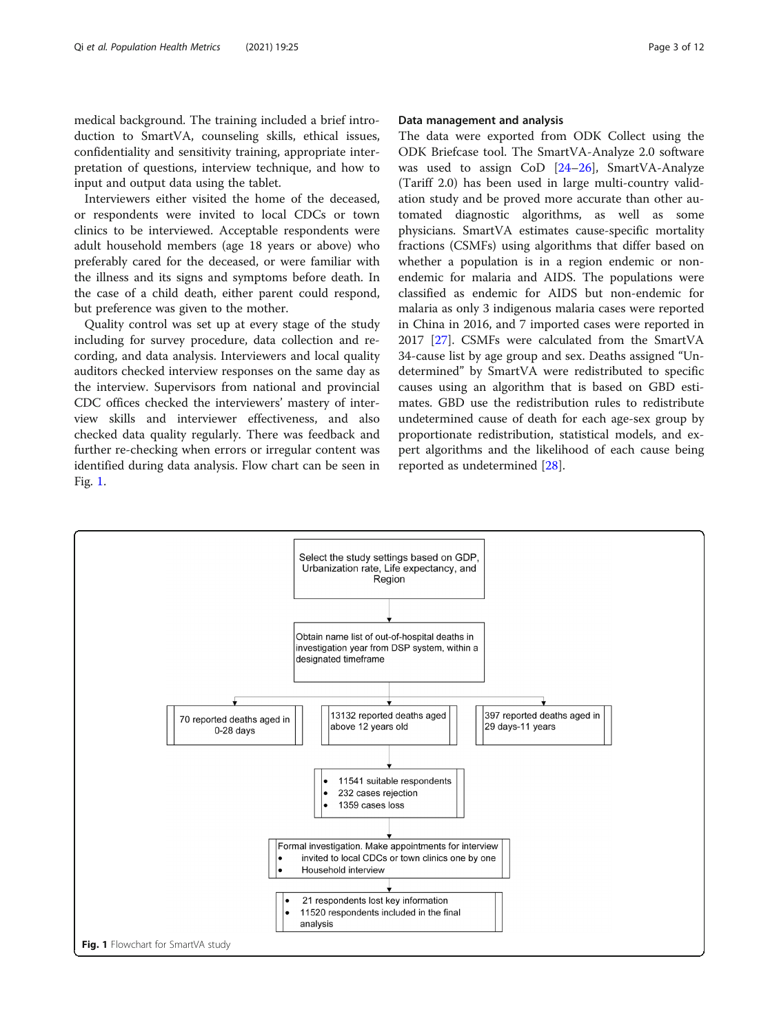medical background. The training included a brief introduction to SmartVA, counseling skills, ethical issues, confidentiality and sensitivity training, appropriate interpretation of questions, interview technique, and how to input and output data using the tablet.

Interviewers either visited the home of the deceased, or respondents were invited to local CDCs or town clinics to be interviewed. Acceptable respondents were adult household members (age 18 years or above) who preferably cared for the deceased, or were familiar with the illness and its signs and symptoms before death. In the case of a child death, either parent could respond, but preference was given to the mother.

Quality control was set up at every stage of the study including for survey procedure, data collection and recording, and data analysis. Interviewers and local quality auditors checked interview responses on the same day as the interview. Supervisors from national and provincial CDC offices checked the interviewers' mastery of interview skills and interviewer effectiveness, and also checked data quality regularly. There was feedback and further re-checking when errors or irregular content was identified during data analysis. Flow chart can be seen in Fig. 1.

### Data management and analysis

The data were exported from ODK Collect using the ODK Briefcase tool. The SmartVA-Analyze 2.0 software was used to assign CoD [24–26], SmartVA-Analyze (Tariff 2.0) has been used in large multi-country validation study and be proved more accurate than other automated diagnostic algorithms, as well as some physicians. SmartVA estimates cause-specific mortality fractions (CSMFs) using algorithms that differ based on whether a population is in a region endemic or non-endemic for malaria and AIDS. The populations were classified as endemic for AIDS but non-endemic for malaria as only 3 indigenous malaria cases were reported in China in 2016, and 7 imported cases were reported in 2017 [27]. CSMFs were calculated from the SmartVA 34-cause list by age group and sex. Deaths assigned "Undetermined" by SmartVA were redistributed to specific causes using an algorithm that is based on GBD estimates. GBD use the redistribution rules to redistribute undetermined cause of death for each age-sex group by proportionate redistribution, statistical models, and expert algorithms and the likelihood of each cause being reported as undetermined [28].

Select the study settings based on GDP, Urbanization rate, Life expectancy, and Region

↓

Obtain name list of out-of-hospital deaths in investigation year from DSP system, within a designated timeframe

↓

- 70 reported deaths aged in 0-28 days
- 13132 reported deaths aged above 12 years old
- 397 reported deaths aged in 29 days-11 years

↓

- 11541 suitable respondents
- 232 cases rejection
- 1359 cases loss

↓

Formal investigation. Make appointments for interview
- invited to local CDCs or town clinics one by one
- Household interview

↓

- 21 respondents lost key information
- 11520 respondents included in the final analysis

**Fig. 1** Flowchart for SmartVA study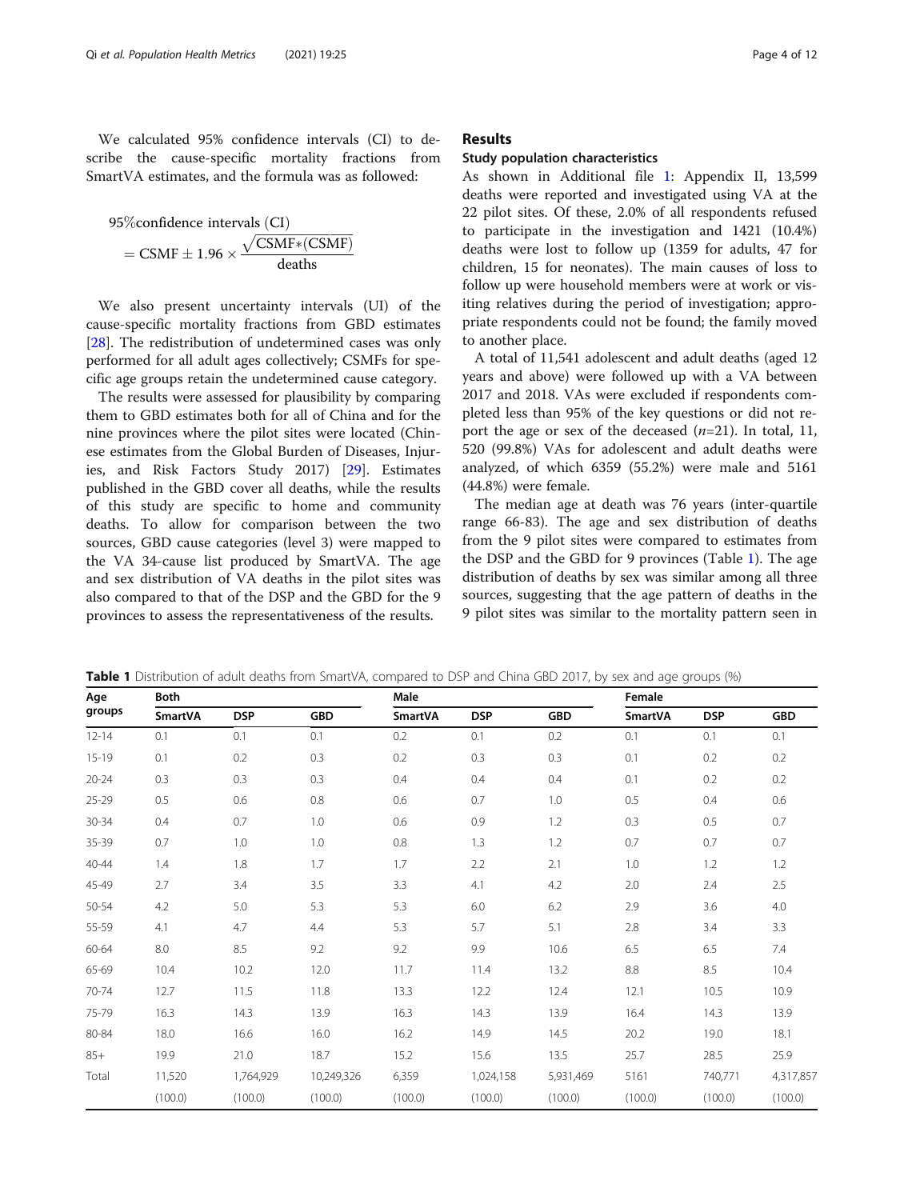We calculated 95% confidence intervals (CI) to describe the cause-specific mortality fractions from SmartVA estimates, and the formula was as followed:

$$95\%\text{confidence intervals (CI)} = \text{CSMF} \pm 1.96 \times \frac{\sqrt{\text{CSMF}*(\text{CSMF})}}{\text{deaths}}$$

We also present uncertainty intervals (UI) of the cause-specific mortality fractions from GBD estimates [28]. The redistribution of undetermined cases was only performed for all adult ages collectively; CSMFs for specific age groups retain the undetermined cause category.

The results were assessed for plausibility by comparing them to GBD estimates both for all of China and for the nine provinces where the pilot sites were located (Chinese estimates from the Global Burden of Diseases, Injuries, and Risk Factors Study 2017) [29]. Estimates published in the GBD cover all deaths, while the results of this study are specific to home and community deaths. To allow for comparison between the two sources, GBD cause categories (level 3) were mapped to the VA 34-cause list produced by SmartVA. The age and sex distribution of VA deaths in the pilot sites was also compared to that of the DSP and the GBD for the 9 provinces to assess the representativeness of the results.

## Results

### Study population characteristics

As shown in Additional file 1: Appendix II, 13,599 deaths were reported and investigated using VA at the 22 pilot sites. Of these, 2.0% of all respondents refused to participate in the investigation and 1421 (10.4%) deaths were lost to follow up (1359 for adults, 47 for children, 15 for neonates). The main causes of loss to follow up were household members were at work or visiting relatives during the period of investigation; appropriate respondents could not be found; the family moved to another place.

A total of 11,541 adolescent and adult deaths (aged 12 years and above) were followed up with a VA between 2017 and 2018. VAs were excluded if respondents completed less than 95% of the key questions or did not report the age or sex of the deceased (*n*=21). In total, 11, 520 (99.8%) VAs for adolescent and adult deaths were analyzed, of which 6359 (55.2%) were male and 5161 (44.8%) were female.

The median age at death was 76 years (inter-quartile range 66-83). The age and sex distribution of deaths from the 9 pilot sites were compared to estimates from the DSP and the GBD for 9 provinces (Table 1). The age distribution of deaths by sex was similar among all three sources, suggesting that the age pattern of deaths in the 9 pilot sites was similar to the mortality pattern seen in

**Table 1** Distribution of adult deaths from SmartVA, compared to DSP and China GBD 2017, by sex and age groups (%)

| Age groups | Both | | | Male | | | Female | | |
|---|---|---|---|---|---|---|---|---|---|
| | SmartVA | DSP | GBD | SmartVA | DSP | GBD | SmartVA | DSP | GBD |
| 12-14 | 0.1 | 0.1 | 0.1 | 0.2 | 0.1 | 0.2 | 0.1 | 0.1 | 0.1 |
| 15-19 | 0.1 | 0.2 | 0.3 | 0.2 | 0.3 | 0.3 | 0.1 | 0.2 | 0.2 |
| 20-24 | 0.3 | 0.3 | 0.3 | 0.4 | 0.4 | 0.4 | 0.1 | 0.2 | 0.2 |
| 25-29 | 0.5 | 0.6 | 0.8 | 0.6 | 0.7 | 1.0 | 0.5 | 0.4 | 0.6 |
| 30-34 | 0.4 | 0.7 | 1.0 | 0.6 | 0.9 | 1.2 | 0.3 | 0.5 | 0.7 |
| 35-39 | 0.7 | 1.0 | 1.0 | 0.8 | 1.3 | 1.2 | 0.7 | 0.7 | 0.7 |
| 40-44 | 1.4 | 1.8 | 1.7 | 1.7 | 2.2 | 2.1 | 1.0 | 1.2 | 1.2 |
| 45-49 | 2.7 | 3.4 | 3.5 | 3.3 | 4.1 | 4.2 | 2.0 | 2.4 | 2.5 |
| 50-54 | 4.2 | 5.0 | 5.3 | 5.3 | 6.0 | 6.2 | 2.9 | 3.6 | 4.0 |
| 55-59 | 4.1 | 4.7 | 4.4 | 5.3 | 5.7 | 5.1 | 2.8 | 3.4 | 3.3 |
| 60-64 | 8.0 | 8.5 | 9.2 | 9.2 | 9.9 | 10.6 | 6.5 | 6.5 | 7.4 |
| 65-69 | 10.4 | 10.2 | 12.0 | 11.7 | 11.4 | 13.2 | 8.8 | 8.5 | 10.4 |
| 70-74 | 12.7 | 11.5 | 11.8 | 13.3 | 12.2 | 12.4 | 12.1 | 10.5 | 10.9 |
| 75-79 | 16.3 | 14.3 | 13.9 | 16.3 | 14.3 | 13.9 | 16.4 | 14.3 | 13.9 |
| 80-84 | 18.0 | 16.6 | 16.0 | 16.2 | 14.9 | 14.5 | 20.2 | 19.0 | 18.1 |
| 85+ | 19.9 | 21.0 | 18.7 | 15.2 | 15.6 | 13.5 | 25.7 | 28.5 | 25.9 |
| Total | 11,520 | 1,764,929 | 10,249,326 | 6,359 | 1,024,158 | 5,931,469 | 5161 | 740,771 | 4,317,857 |
| | (100.0) | (100.0) | (100.0) | (100.0) | (100.0) | (100.0) | (100.0) | (100.0) | (100.0) |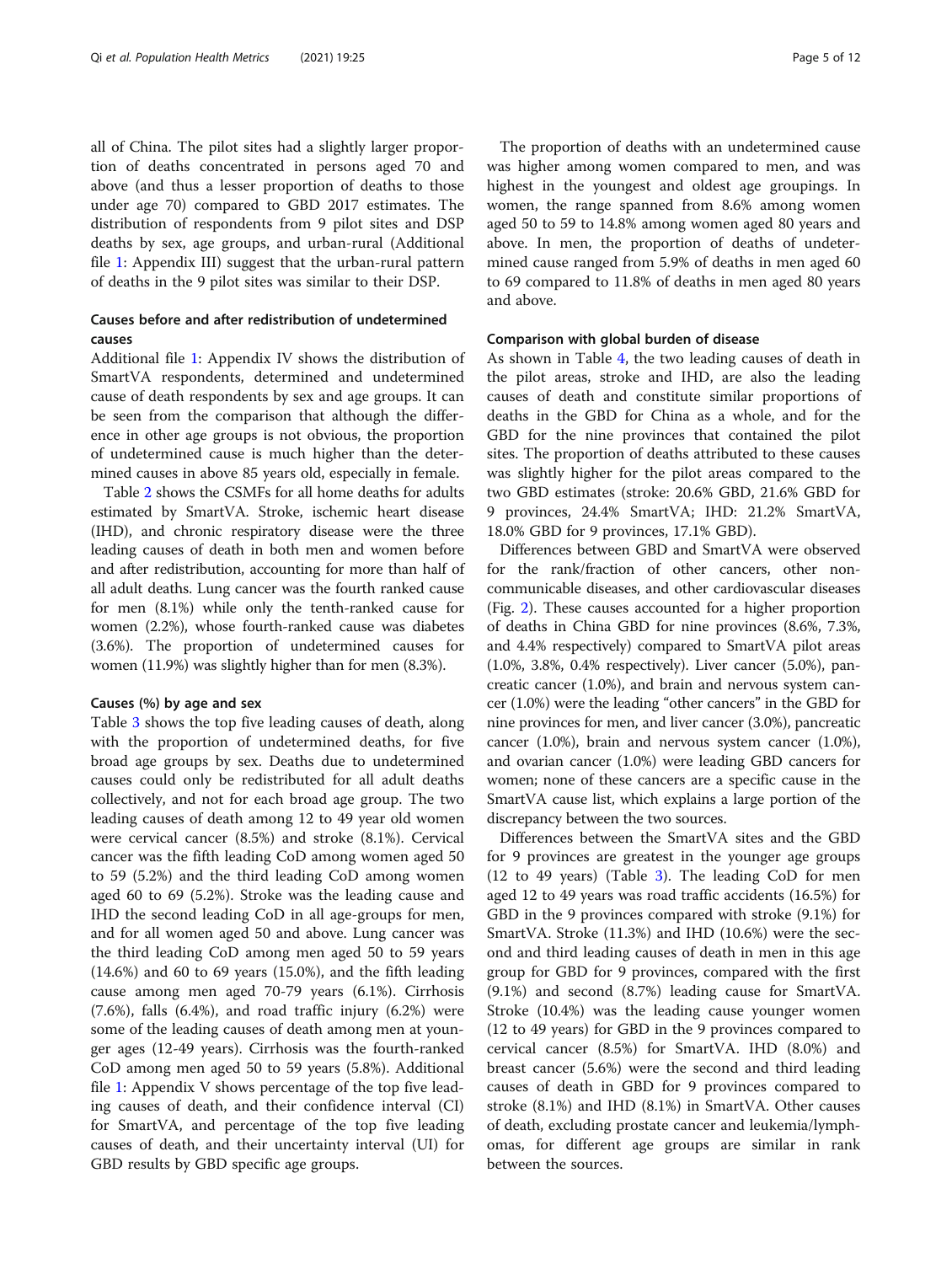all of China. The pilot sites had a slightly larger proportion of deaths concentrated in persons aged 70 and above (and thus a lesser proportion of deaths to those under age 70) compared to GBD 2017 estimates. The distribution of respondents from 9 pilot sites and DSP deaths by sex, age groups, and urban-rural (Additional file 1: Appendix III) suggest that the urban-rural pattern of deaths in the 9 pilot sites was similar to their DSP.

### Causes before and after redistribution of undetermined causes

Additional file 1: Appendix IV shows the distribution of SmartVA respondents, determined and undetermined cause of death respondents by sex and age groups. It can be seen from the comparison that although the difference in other age groups is not obvious, the proportion of undetermined cause is much higher than the determined causes in above 85 years old, especially in female.

Table 2 shows the CSMFs for all home deaths for adults estimated by SmartVA. Stroke, ischemic heart disease (IHD), and chronic respiratory disease were the three leading causes of death in both men and women before and after redistribution, accounting for more than half of all adult deaths. Lung cancer was the fourth ranked cause for men (8.1%) while only the tenth-ranked cause for women (2.2%), whose fourth-ranked cause was diabetes (3.6%). The proportion of undetermined causes for women (11.9%) was slightly higher than for men (8.3%).

### Causes (%) by age and sex

Table 3 shows the top five leading causes of death, along with the proportion of undetermined deaths, for five broad age groups by sex. Deaths due to undetermined causes could only be redistributed for all adult deaths collectively, and not for each broad age group. The two leading causes of death among 12 to 49 year old women were cervical cancer (8.5%) and stroke (8.1%). Cervical cancer was the fifth leading CoD among women aged 50 to 59 (5.2%) and the third leading CoD among women aged 60 to 69 (5.2%). Stroke was the leading cause and IHD the second leading CoD in all age-groups for men, and for all women aged 50 and above. Lung cancer was the third leading CoD among men aged 50 to 59 years (14.6%) and 60 to 69 years (15.0%), and the fifth leading cause among men aged 70-79 years (6.1%). Cirrhosis (7.6%), falls (6.4%), and road traffic injury (6.2%) were some of the leading causes of death among men at younger ages (12-49 years). Cirrhosis was the fourth-ranked CoD among men aged 50 to 59 years (5.8%). Additional file 1: Appendix V shows percentage of the top five leading causes of death, and their confidence interval (CI) for SmartVA, and percentage of the top five leading causes of death, and their uncertainty interval (UI) for GBD results by GBD specific age groups.

The proportion of deaths with an undetermined cause was higher among women compared to men, and was highest in the youngest and oldest age groupings. In women, the range spanned from 8.6% among women aged 50 to 59 to 14.8% among women aged 80 years and above. In men, the proportion of deaths of undetermined cause ranged from 5.9% of deaths in men aged 60 to 69 compared to 11.8% of deaths in men aged 80 years and above.

### Comparison with global burden of disease

As shown in Table 4, the two leading causes of death in the pilot areas, stroke and IHD, are also the leading causes of death and constitute similar proportions of deaths in the GBD for China as a whole, and for the GBD for the nine provinces that contained the pilot sites. The proportion of deaths attributed to these causes was slightly higher for the pilot areas compared to the two GBD estimates (stroke: 20.6% GBD, 21.6% GBD for 9 provinces, 24.4% SmartVA; IHD: 21.2% SmartVA, 18.0% GBD for 9 provinces, 17.1% GBD).

Differences between GBD and SmartVA were observed for the rank/fraction of other cancers, other noncommunicable diseases, and other cardiovascular diseases (Fig. 2). These causes accounted for a higher proportion of deaths in China GBD for nine provinces (8.6%, 7.3%, and 4.4% respectively) compared to SmartVA pilot areas (1.0%, 3.8%, 0.4% respectively). Liver cancer (5.0%), pancreatic cancer (1.0%), and brain and nervous system cancer (1.0%) were the leading "other cancers" in the GBD for nine provinces for men, and liver cancer (3.0%), pancreatic cancer (1.0%), brain and nervous system cancer (1.0%), and ovarian cancer (1.0%) were leading GBD cancers for women; none of these cancers are a specific cause in the SmartVA cause list, which explains a large portion of the discrepancy between the two sources.

Differences between the SmartVA sites and the GBD for 9 provinces are greatest in the younger age groups (12 to 49 years) (Table 3). The leading CoD for men aged 12 to 49 years was road traffic accidents (16.5%) for GBD in the 9 provinces compared with stroke (9.1%) for SmartVA. Stroke (11.3%) and IHD (10.6%) were the second and third leading causes of death in men in this age group for GBD for 9 provinces, compared with the first (9.1%) and second (8.7%) leading cause for SmartVA. Stroke (10.4%) was the leading cause younger women (12 to 49 years) for GBD in the 9 provinces compared to cervical cancer (8.5%) for SmartVA. IHD (8.0%) and breast cancer (5.6%) were the second and third leading causes of death in GBD for 9 provinces compared to stroke (8.1%) and IHD (8.1%) in SmartVA. Other causes of death, excluding prostate cancer and leukemia/lymphomas, for different age groups are similar in rank between the sources.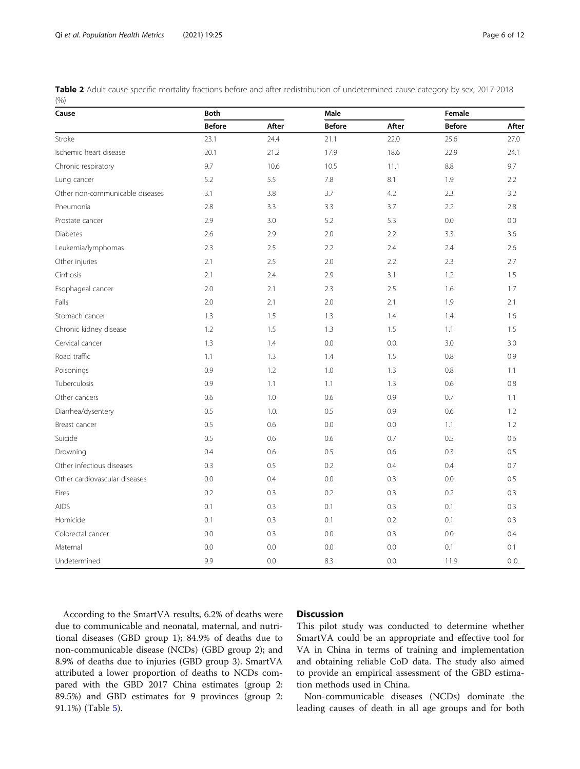**Table 2** Adult cause-specific mortality fractions before and after redistribution of undetermined cause category by sex, 2017-2018 (%)

| Cause | Both | | Male | | Female | |
|---|---|---|---|---|---|---|
| | Before | After | Before | After | Before | After |
| Stroke | 23.1 | 24.4 | 21.1 | 22.0 | 25.6 | 27.0 |
| Ischemic heart disease | 20.1 | 21.2 | 17.9 | 18.6 | 22.9 | 24.1 |
| Chronic respiratory | 9.7 | 10.6 | 10.5 | 11.1 | 8.8 | 9.7 |
| Lung cancer | 5.2 | 5.5 | 7.8 | 8.1 | 1.9 | 2.2 |
| Other non-communicable diseases | 3.1 | 3.8 | 3.7 | 4.2 | 2.3 | 3.2 |
| Pneumonia | 2.8 | 3.3 | 3.3 | 3.7 | 2.2 | 2.8 |
| Prostate cancer | 2.9 | 3.0 | 5.2 | 5.3 | 0.0 | 0.0 |
| Diabetes | 2.6 | 2.9 | 2.0 | 2.2 | 3.3 | 3.6 |
| Leukemia/lymphomas | 2.3 | 2.5 | 2.2 | 2.4 | 2.4 | 2.6 |
| Other injuries | 2.1 | 2.5 | 2.0 | 2.2 | 2.3 | 2.7 |
| Cirrhosis | 2.1 | 2.4 | 2.9 | 3.1 | 1.2 | 1.5 |
| Esophageal cancer | 2.0 | 2.1 | 2.3 | 2.5 | 1.6 | 1.7 |
| Falls | 2.0 | 2.1 | 2.0 | 2.1 | 1.9 | 2.1 |
| Stomach cancer | 1.3 | 1.5 | 1.3 | 1.4 | 1.4 | 1.6 |
| Chronic kidney disease | 1.2 | 1.5 | 1.3 | 1.5 | 1.1 | 1.5 |
| Cervical cancer | 1.3 | 1.4 | 0.0 | 0.0. | 3.0 | 3.0 |
| Road traffic | 1.1 | 1.3 | 1.4 | 1.5 | 0.8 | 0.9 |
| Poisonings | 0.9 | 1.2 | 1.0 | 1.3 | 0.8 | 1.1 |
| Tuberculosis | 0.9 | 1.1 | 1.1 | 1.3 | 0.6 | 0.8 |
| Other cancers | 0.6 | 1.0 | 0.6 | 0.9 | 0.7 | 1.1 |
| Diarrhea/dysentery | 0.5 | 1.0. | 0.5 | 0.9 | 0.6 | 1.2 |
| Breast cancer | 0.5 | 0.6 | 0.0 | 0.0 | 1.1 | 1.2 |
| Suicide | 0.5 | 0.6 | 0.6 | 0.7 | 0.5 | 0.6 |
| Drowning | 0.4 | 0.6 | 0.5 | 0.6 | 0.3 | 0.5 |
| Other infectious diseases | 0.3 | 0.5 | 0.2 | 0.4 | 0.4 | 0.7 |
| Other cardiovascular diseases | 0.0 | 0.4 | 0.0 | 0.3 | 0.0 | 0.5 |
| Fires | 0.2 | 0.3 | 0.2 | 0.3 | 0.2 | 0.3 |
| AIDS | 0.1 | 0.3 | 0.1 | 0.3 | 0.1 | 0.3 |
| Homicide | 0.1 | 0.3 | 0.1 | 0.2 | 0.1 | 0.3 |
| Colorectal cancer | 0.0 | 0.3 | 0.0 | 0.3 | 0.0 | 0.4 |
| Maternal | 0.0 | 0.0 | 0.0 | 0.0 | 0.1 | 0.1 |
| Undetermined | 9.9 | 0.0 | 8.3 | 0.0 | 11.9 | 0..0. |

According to the SmartVA results, 6.2% of deaths were due to communicable and neonatal, maternal, and nutritional diseases (GBD group 1); 84.9% of deaths due to non-communicable disease (NCDs) (GBD group 2); and 8.9% of deaths due to injuries (GBD group 3). SmartVA attributed a lower proportion of deaths to NCDs compared with the GBD 2017 China estimates (group 2: 89.5%) and GBD estimates for 9 provinces (group 2: 91.1%) (Table 5).

## Discussion

This pilot study was conducted to determine whether SmartVA could be an appropriate and effective tool for VA in China in terms of training and implementation and obtaining reliable CoD data. The study also aimed to provide an empirical assessment of the GBD estimation methods used in China.

Non-communicable diseases (NCDs) dominate the leading causes of death in all age groups and for both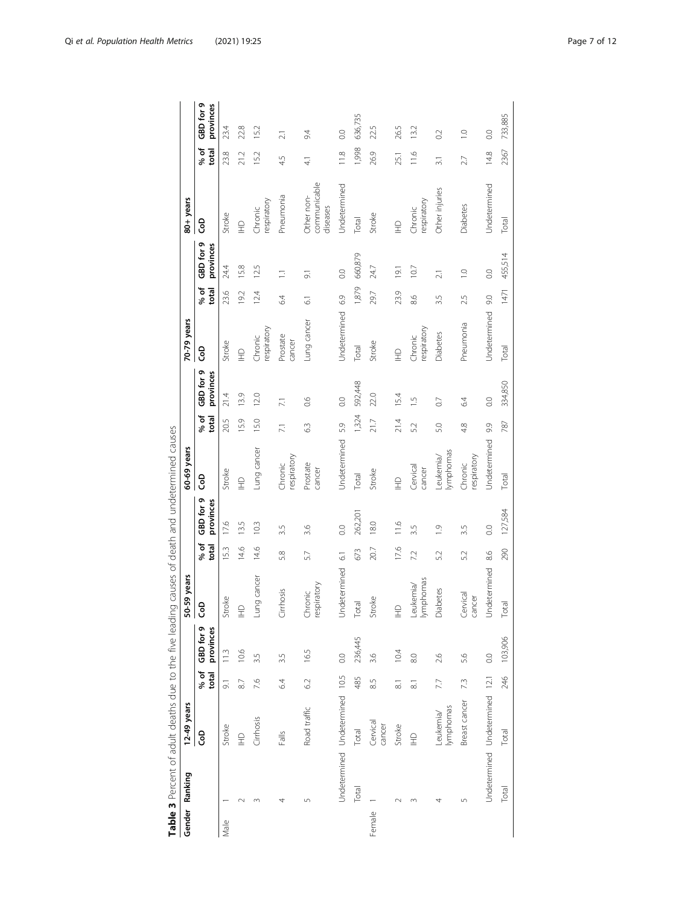**Table 3** Percent of adult deaths due to the five leading causes of death and undetermined causes

| Gender | Ranking | 12-49 years | | | 50-59 years | | | 60-69 years | | | 70-79 years | | | 80+ years | | |
|---|---|---|---|---|---|---|---|---|---|---|---|---|---|---|---|---|
| | | CoD | % of total | GBD for 9 provinces | CoD | % of total | GBD for 9 provinces | CoD | % of total | GBD for 9 provinces | CoD | % of total | GBD for 9 provinces | CoD | % of total | GBD for 9 provinces |
| Male | 1 | Stroke | 9.1 | 11.3 | Stroke | 15.3 | 17.6 | Stroke | 20.5 | 21.4 | Stroke | 23.6 | 24.4 | Stroke | 23.8 | 23.4 |
| | 2 | IHD | 8.7 | 10.6 | IHD | 14.6 | 13.5 | IHD | 15.9 | 13.9 | IHD | 19.2 | 15.8 | IHD | 21.2 | 22.8 |
| | 3 | Cirrhosis | 7.6 | 3.5 | Lung cancer | 14.6 | 10.3 | Lung cancer | 15.0 | 12.0 | Chronic respiratory | 12.4 | 12.5 | Chronic respiratory | 15.2 | 15.2 |
| | 4 | Falls | 6.4 | 3.5 | Cirrhosis | 5.8 | 3.5 | Chronic respiratory | 7.1 | 7.1 | Prostate cancer | 6.4 | 1.1 | Pneumonia | 4.5 | 2.1 |
| | 5 | Road traffic | 6.2 | 16.5 | Chronic respiratory | 5.7 | 3.6 | Prostate cancer | 6.3 | 0.6 | Lung cancer | 6.1 | 9.1 | Other non-communicable diseases | 4.1 | 9.4 |
| | Undetermined | Undetermined | 10.5 | 0.0 | Undetermined | 6.1 | 0.0 | Undetermined | 5.9 | 0.0 | Undetermined | 6.9 | 0.0 | Undetermined | 11.8 | 0.0 |
| | Total | Total | 485 | 236,445 | Total | 673 | 262,201 | Total | 1,324 | 592,448 | Total | 1,879 | 660,879 | Total | 1,998 | 636,735 |
| Female | 1 | Cervical cancer | 8.5 | 3.6 | Stroke | 20.7 | 18.0 | Stroke | 21.7 | 22.0 | Stroke | 29.7 | 24.7 | Stroke | 26.9 | 22.5 |
| | 2 | Stroke | 8.1 | 10.4 | IHD | 17.6 | 11.6 | IHD | 21.4 | 15.4 | IHD | 23.9 | 19.1 | IHD | 25.1 | 26.5 |
| | 3 | IHD | 8.1 | 8.0 | Leukemia/ lymphomas | 7.2 | 3.5 | Cervical cancer | 5.2 | 1.5 | Chronic respiratory | 8.6 | 10.7 | Chronic respiratory | 11.6 | 13.2 |
| | 4 | Leukemia/ lymphomas | 7.7 | 2.6 | Diabetes | 5.2 | 1.9 | Leukemia/ lymphomas | 5.0 | 0.7 | Diabetes | 3.5 | 2.1 | Other injuries | 3.1 | 0.2 |
| | 5 | Breast cancer | 7.3 | 5.6 | Cervical cancer | 5.2 | 3.5 | Chronic respiratory | 4.8 | 6.4 | Pneumonia | 2.5 | 1.0 | Diabetes | 2.7 | 1.0 |
| | Undetermined | Undetermined | 12.1 | 0.0 | Undetermined | 8.6 | 0.0 | Undetermined | 9.9 | 0.0 | Undetermined | 9.0 | 0.0 | Undetermined | 14.8 | 0.0 |
| | Total | Total | 246 | 103,906 | Total | 290 | 127,584 | Total | 787 | 334,850 | Total | 1471 | 455,514 | Total | 2367 | 733,885 |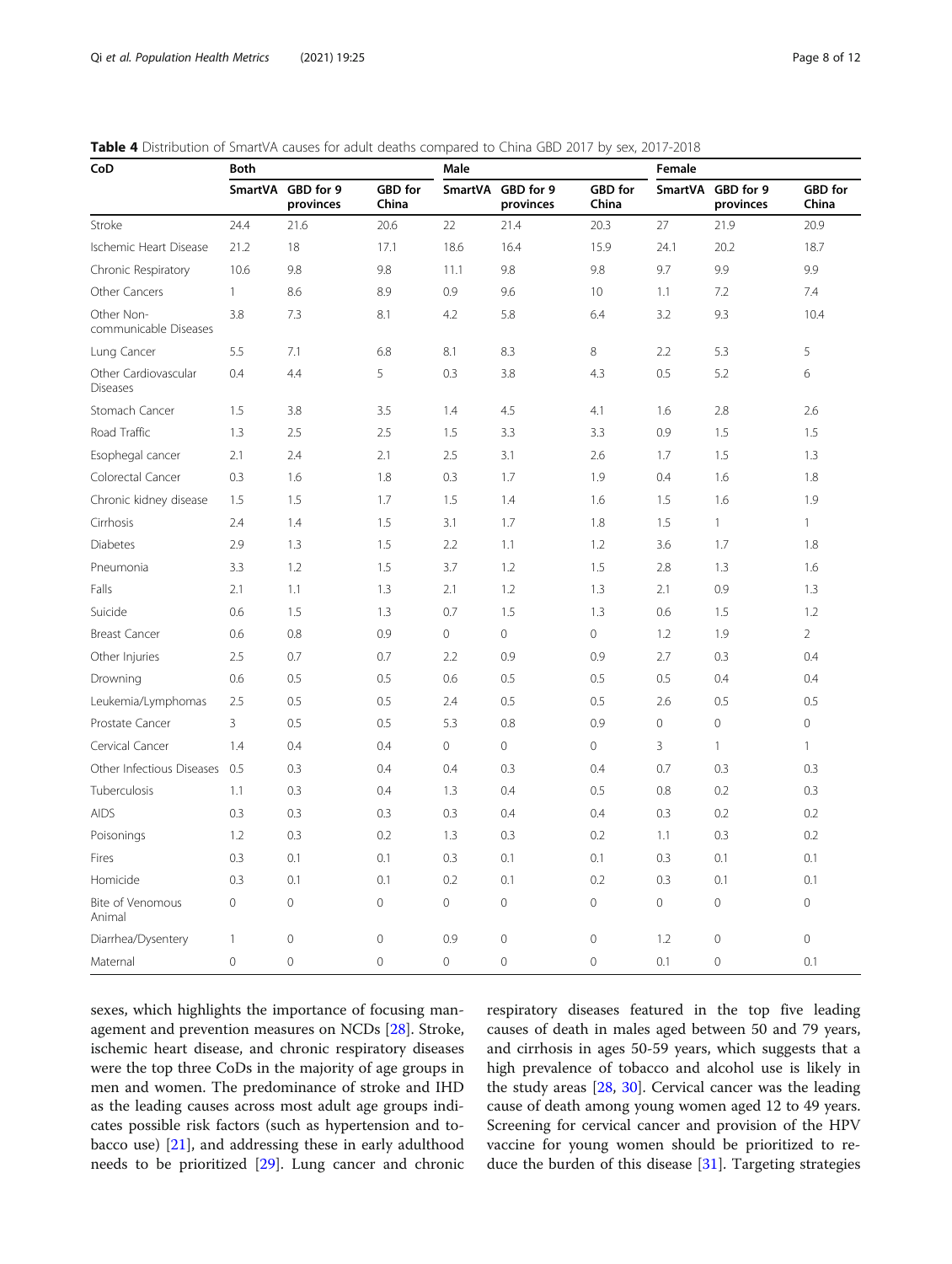**Table 4** Distribution of SmartVA causes for adult deaths compared to China GBD 2017 by sex, 2017-2018

| CoD | Both | | | Male | | | Female | | |
|---|---|---|---|---|---|---|---|---|---|
| | SmartVA | GBD for 9 provinces | GBD for China | SmartVA | GBD for 9 provinces | GBD for China | SmartVA | GBD for 9 provinces | GBD for China |
| Stroke | 24.4 | 21.6 | 20.6 | 22 | 21.4 | 20.3 | 27 | 21.9 | 20.9 |
| Ischemic Heart Disease | 21.2 | 18 | 17.1 | 18.6 | 16.4 | 15.9 | 24.1 | 20.2 | 18.7 |
| Chronic Respiratory | 10.6 | 9.8 | 9.8 | 11.1 | 9.8 | 9.8 | 9.7 | 9.9 | 9.9 |
| Other Cancers | 1 | 8.6 | 8.9 | 0.9 | 9.6 | 10 | 1.1 | 7.2 | 7.4 |
| Other Non-communicable Diseases | 3.8 | 7.3 | 8.1 | 4.2 | 5.8 | 6.4 | 3.2 | 9.3 | 10.4 |
| Lung Cancer | 5.5 | 7.1 | 6.8 | 8.1 | 8.3 | 8 | 2.2 | 5.3 | 5 |
| Other Cardiovascular Diseases | 0.4 | 4.4 | 5 | 0.3 | 3.8 | 4.3 | 0.5 | 5.2 | 6 |
| Stomach Cancer | 1.5 | 3.8 | 3.5 | 1.4 | 4.5 | 4.1 | 1.6 | 2.8 | 2.6 |
| Road Traffic | 1.3 | 2.5 | 2.5 | 1.5 | 3.3 | 3.3 | 0.9 | 1.5 | 1.5 |
| Esophegal cancer | 2.1 | 2.4 | 2.1 | 2.5 | 3.1 | 2.6 | 1.7 | 1.5 | 1.3 |
| Colorectal Cancer | 0.3 | 1.6 | 1.8 | 0.3 | 1.7 | 1.9 | 0.4 | 1.6 | 1.8 |
| Chronic kidney disease | 1.5 | 1.5 | 1.7 | 1.5 | 1.4 | 1.6 | 1.5 | 1.6 | 1.9 |
| Cirrhosis | 2.4 | 1.4 | 1.5 | 3.1 | 1.7 | 1.8 | 1.5 | 1 | 1 |
| Diabetes | 2.9 | 1.3 | 1.5 | 2.2 | 1.1 | 1.2 | 3.6 | 1.7 | 1.8 |
| Pneumonia | 3.3 | 1.2 | 1.5 | 3.7 | 1.2 | 1.5 | 2.8 | 1.3 | 1.6 |
| Falls | 2.1 | 1.1 | 1.3 | 2.1 | 1.2 | 1.3 | 2.1 | 0.9 | 1.3 |
| Suicide | 0.6 | 1.5 | 1.3 | 0.7 | 1.5 | 1.3 | 0.6 | 1.5 | 1.2 |
| Breast Cancer | 0.6 | 0.8 | 0.9 | 0 | 0 | 0 | 1.2 | 1.9 | 2 |
| Other Injuries | 2.5 | 0.7 | 0.7 | 2.2 | 0.9 | 0.9 | 2.7 | 0.3 | 0.4 |
| Drowning | 0.6 | 0.5 | 0.5 | 0.6 | 0.5 | 0.5 | 0.5 | 0.4 | 0.4 |
| Leukemia/Lymphomas | 2.5 | 0.5 | 0.5 | 2.4 | 0.5 | 0.5 | 2.6 | 0.5 | 0.5 |
| Prostate Cancer | 3 | 0.5 | 0.5 | 5.3 | 0.8 | 0.9 | 0 | 0 | 0 |
| Cervical Cancer | 1.4 | 0.4 | 0.4 | 0 | 0 | 0 | 3 | 1 | 1 |
| Other Infectious Diseases | 0.5 | 0.3 | 0.4 | 0.4 | 0.3 | 0.4 | 0.7 | 0.3 | 0.3 |
| Tuberculosis | 1.1 | 0.3 | 0.4 | 1.3 | 0.4 | 0.5 | 0.8 | 0.2 | 0.3 |
| AIDS | 0.3 | 0.3 | 0.3 | 0.3 | 0.4 | 0.4 | 0.3 | 0.2 | 0.2 |
| Poisonings | 1.2 | 0.3 | 0.2 | 1.3 | 0.3 | 0.2 | 1.1 | 0.3 | 0.2 |
| Fires | 0.3 | 0.1 | 0.1 | 0.3 | 0.1 | 0.1 | 0.3 | 0.1 | 0.1 |
| Homicide | 0.3 | 0.1 | 0.1 | 0.2 | 0.1 | 0.2 | 0.3 | 0.1 | 0.1 |
| Bite of Venomous Animal | 0 | 0 | 0 | 0 | 0 | 0 | 0 | 0 | 0 |
| Diarrhea/Dysentery | 1 | 0 | 0 | 0.9 | 0 | 0 | 1.2 | 0 | 0 |
| Maternal | 0 | 0 | 0 | 0 | 0 | 0 | 0.1 | 0 | 0.1 |

sexes, which highlights the importance of focusing management and prevention measures on NCDs [28]. Stroke, ischemic heart disease, and chronic respiratory diseases were the top three CoDs in the majority of age groups in men and women. The predominance of stroke and IHD as the leading causes across most adult age groups indicates possible risk factors (such as hypertension and tobacco use) [21], and addressing these in early adulthood needs to be prioritized [29]. Lung cancer and chronic respiratory diseases featured in the top five leading causes of death in males aged between 50 and 79 years, and cirrhosis in ages 50-59 years, which suggests that a high prevalence of tobacco and alcohol use is likely in the study areas [28, 30]. Cervical cancer was the leading cause of death among young women aged 12 to 49 years. Screening for cervical cancer and provision of the HPV vaccine for young women should be prioritized to reduce the burden of this disease [31]. Targeting strategies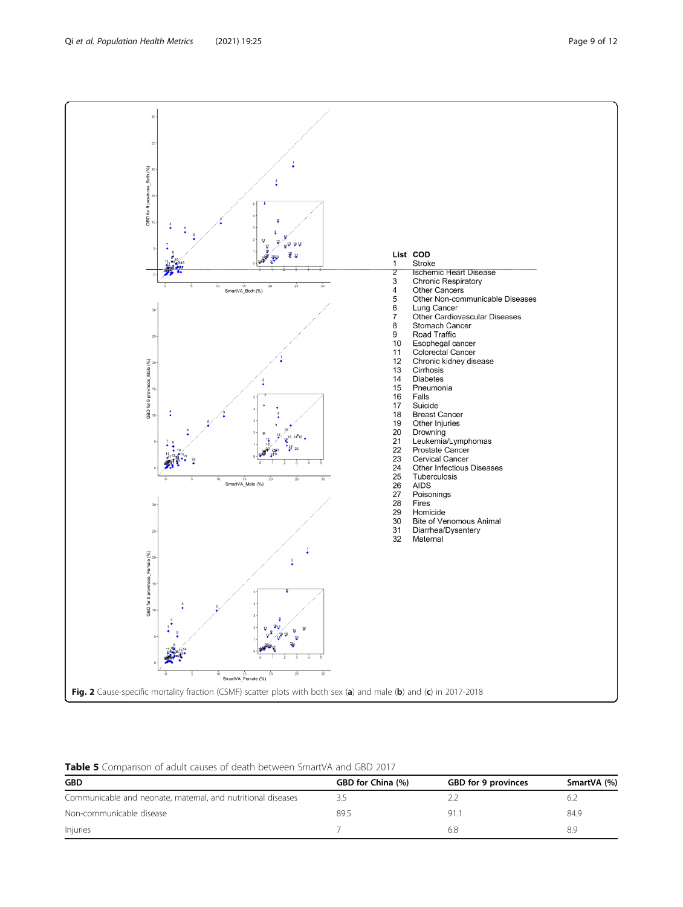| List | COD |
|---|---|
| 1 | Stroke |
| 2 | Ischemic Heart Disease |
| 3 | Chronic Respiratory |
| 4 | Other Cancers |
| 5 | Other Non-communicable Diseases |
| 6 | Lung Cancer |
| 7 | Other Cardiovascular Diseases |
| 8 | Stomach Cancer |
| 9 | Road Traffic |
| 10 | Esophegal cancer |
| 11 | Colorectal Cancer |
| 12 | Chronic kidney disease |
| 13 | Cirrhosis |
| 14 | Diabetes |
| 15 | Pneumonia |
| 16 | Falls |
| 17 | Suicide |
| 18 | Breast Cancer |
| 19 | Other Injuries |
| 20 | Drowning |
| 21 | Leukemia/Lymphomas |
| 22 | Prostate Cancer |
| 23 | Cervical Cancer |
| 24 | Other Infectious Diseases |
| 25 | Tuberculosis |
| 26 | AIDS |
| 27 | Poisonings |
| 28 | Fires |
| 29 | Homicide |
| 30 | Bite of Venomous Animal |
| 31 | Diarrhea/Dysentery |
| 32 | Maternal |

**Fig. 2** Cause-specific mortality fraction (CSMF) scatter plots with both sex (**a**) and male (**b**) and (**c**) in 2017-2018

**Table 5** Comparison of adult causes of death between SmartVA and GBD 2017

| GBD | GBD for China (%) | GBD for 9 provinces | SmartVA (%) |
|---|---|---|---|
| Communicable and neonate, maternal, and nutritional diseases | 3.5 | 2.2 | 6.2 |
| Non-communicable disease | 89.5 | 91.1 | 84.9 |
| Injuries | 7 | 6.8 | 8.9 |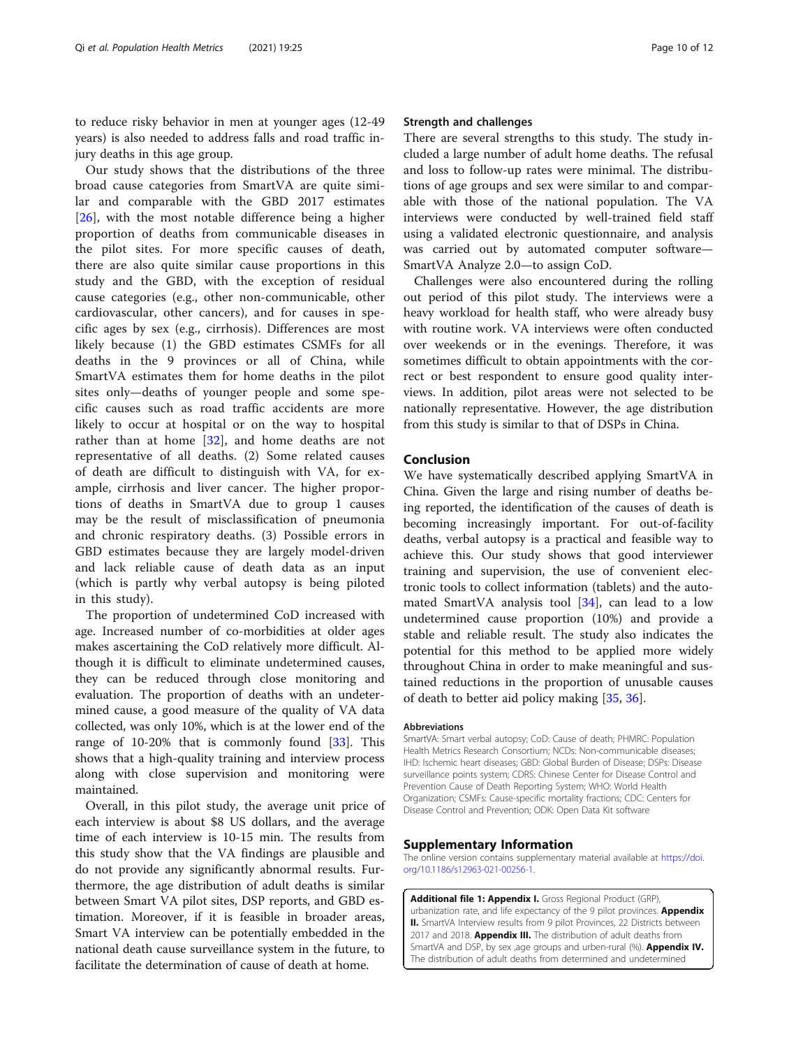to reduce risky behavior in men at younger ages (12-49 years) is also needed to address falls and road traffic injury deaths in this age group.

Our study shows that the distributions of the three broad cause categories from SmartVA are quite similar and comparable with the GBD 2017 estimates [26], with the most notable difference being a higher proportion of deaths from communicable diseases in the pilot sites. For more specific causes of death, there are also quite similar cause proportions in this study and the GBD, with the exception of residual cause categories (e.g., other non-communicable, other cardiovascular, other cancers), and for causes in specific ages by sex (e.g., cirrhosis). Differences are most likely because (1) the GBD estimates CSMFs for all deaths in the 9 provinces or all of China, while SmartVA estimates them for home deaths in the pilot sites only—deaths of younger people and some specific causes such as road traffic accidents are more likely to occur at hospital or on the way to hospital rather than at home [32], and home deaths are not representative of all deaths. (2) Some related causes of death are difficult to distinguish with VA, for example, cirrhosis and liver cancer. The higher proportions of deaths in SmartVA due to group 1 causes may be the result of misclassification of pneumonia and chronic respiratory deaths. (3) Possible errors in GBD estimates because they are largely model-driven and lack reliable cause of death data as an input (which is partly why verbal autopsy is being piloted in this study).

The proportion of undetermined CoD increased with age. Increased number of co-morbidities at older ages makes ascertaining the CoD relatively more difficult. Although it is difficult to eliminate undetermined causes, they can be reduced through close monitoring and evaluation. The proportion of deaths with an undetermined cause, a good measure of the quality of VA data collected, was only 10%, which is at the lower end of the range of 10-20% that is commonly found [33]. This shows that a high-quality training and interview process along with close supervision and monitoring were maintained.

Overall, in this pilot study, the average unit price of each interview is about $8 US dollars, and the average time of each interview is 10-15 min. The results from this study show that the VA findings are plausible and do not provide any significantly abnormal results. Furthermore, the age distribution of adult deaths is similar between Smart VA pilot sites, DSP reports, and GBD estimation. Moreover, if it is feasible in broader areas, Smart VA interview can be potentially embedded in the national death cause surveillance system in the future, to facilitate the determination of cause of death at home.

### Strength and challenges

There are several strengths to this study. The study included a large number of adult home deaths. The refusal and loss to follow-up rates were minimal. The distributions of age groups and sex were similar to and comparable with those of the national population. The VA interviews were conducted by well-trained field staff using a validated electronic questionnaire, and analysis was carried out by automated computer software—SmartVA Analyze 2.0—to assign CoD.

Challenges were also encountered during the rolling out period of this pilot study. The interviews were a heavy workload for health staff, who were already busy with routine work. VA interviews were often conducted over weekends or in the evenings. Therefore, it was sometimes difficult to obtain appointments with the correct or best respondent to ensure good quality interviews. In addition, pilot areas were not selected to be nationally representative. However, the age distribution from this study is similar to that of DSPs in China.

## Conclusion

We have systematically described applying SmartVA in China. Given the large and rising number of deaths being reported, the identification of the causes of death is becoming increasingly important. For out-of-facility deaths, verbal autopsy is a practical and feasible way to achieve this. Our study shows that good interviewer training and supervision, the use of convenient electronic tools to collect information (tablets) and the automated SmartVA analysis tool [34], can lead to a low undetermined cause proportion (10%) and provide a stable and reliable result. The study also indicates the potential for this method to be applied more widely throughout China in order to make meaningful and sustained reductions in the proportion of unusable causes of death to better aid policy making [35, 36].

#### Abbreviations

SmartVA: Smart verbal autopsy; CoD: Cause of death; PHMRC: Population Health Metrics Research Consortium; NCDs: Non-communicable diseases; IHD: Ischemic heart diseases; GBD: Global Burden of Disease; DSPs: Disease surveillance points system; CDRS: Chinese Center for Disease Control and Prevention Cause of Death Reporting System; WHO: World Health Organization; CSMFs: Cause-specific mortality fractions; CDC: Centers for Disease Control and Prevention; ODK: Open Data Kit software

## Supplementary Information

The online version contains supplementary material available at https://doi.org/10.1186/s12963-021-00256-1.

**Additional file 1: Appendix I.** Gross Regional Product (GRP), urbanization rate, and life expectancy of the 9 pilot provinces. **Appendix II.** SmartVA Interview results from 9 pilot Provinces, 22 Districts between 2017 and 2018. **Appendix III.** The distribution of adult deaths from SmartVA and DSP, by sex ,age groups and urben-rural (%). **Appendix IV.** The distribution of adult deaths from determined and undetermined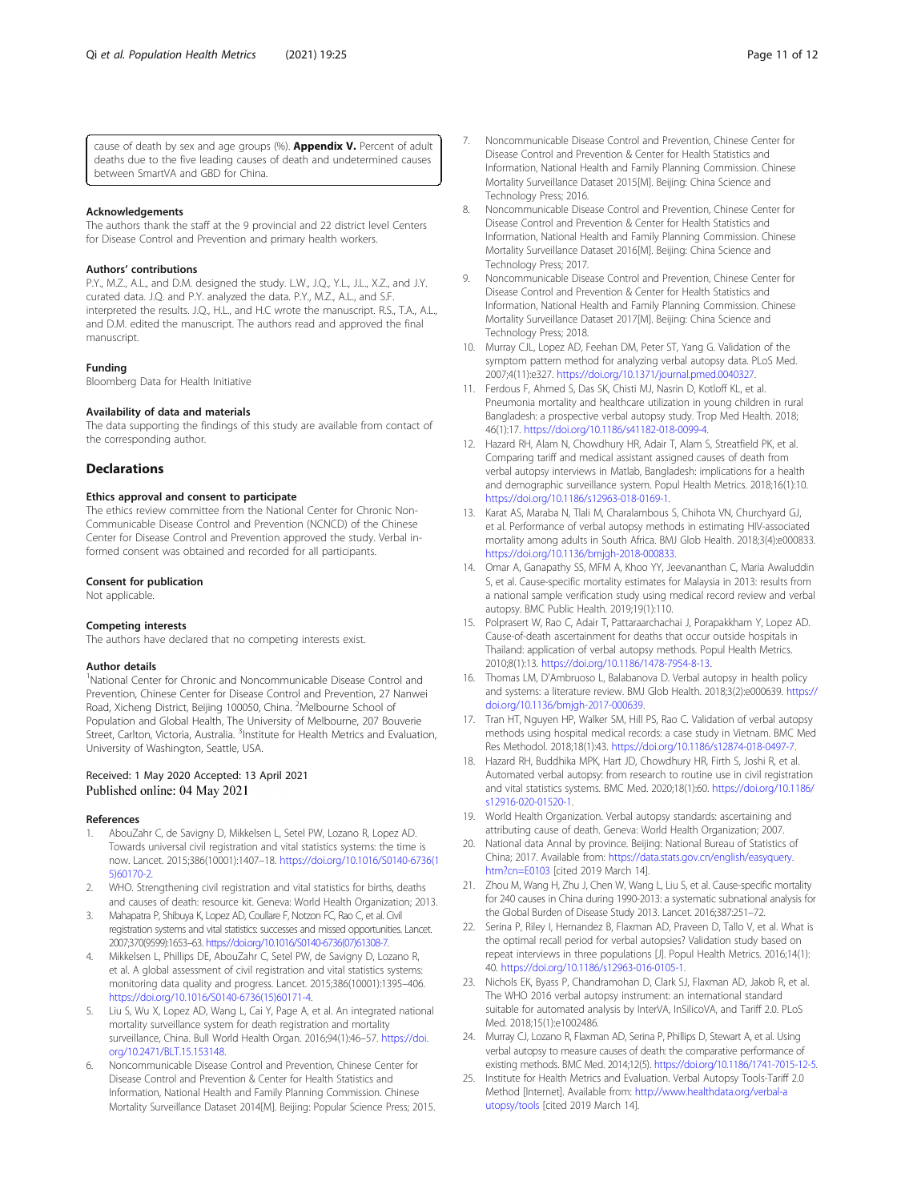cause of death by sex and age groups (%). **Appendix V.** Percent of adult deaths due to the five leading causes of death and undetermined causes between SmartVA and GBD for China.

### Acknowledgements

The authors thank the staff at the 9 provincial and 22 district level Centers for Disease Control and Prevention and primary health workers.

### Authors' contributions

P.Y., M.Z., A.L., and D.M. designed the study. L.W., J.Q., Y.L., J.L., X.Z., and J.Y. curated data. J.Q. and P.Y. analyzed the data. P.Y., M.Z., A.L., and S.F. interpreted the results. J.Q., H.L., and H.C wrote the manuscript. R.S., T.A., A.L., and D.M. edited the manuscript. The authors read and approved the final manuscript.

### Funding

Bloomberg Data for Health Initiative

### Availability of data and materials

The data supporting the findings of this study are available from contact of the corresponding author.

## Declarations

### Ethics approval and consent to participate

The ethics review committee from the National Center for Chronic Non-Communicable Disease Control and Prevention (NCNCD) of the Chinese Center for Disease Control and Prevention approved the study. Verbal informed consent was obtained and recorded for all participants.

### Consent for publication

Not applicable.

### Competing interests

The authors have declared that no competing interests exist.

### Author details

[1]National Center for Chronic and Noncommunicable Disease Control and Prevention, Chinese Center for Disease Control and Prevention, 27 Nanwei Road, Xicheng District, Beijing 100050, China. [2]Melbourne School of Population and Global Health, The University of Melbourne, 207 Bouverie Street, Carlton, Victoria, Australia. [3]Institute for Health Metrics and Evaluation, University of Washington, Seattle, USA.

Received: 1 May 2020 Accepted: 13 April 2021
Published online: 04 May 2021

### References

1. AbouZahr C, de Savigny D, Mikkelsen L, Setel PW, Lozano R, Lopez AD. Towards universal civil registration and vital statistics systems: the time is now. Lancet. 2015;386(10001):1407–18. https://doi.org/10.1016/S0140-6736(15)60170-2.
2. WHO. Strengthening civil registration and vital statistics for births, deaths and causes of death: resource kit. Geneva: World Health Organization; 2013.
3. Mahapatra P, Shibuya K, Lopez AD, Coullare F, Notzon FC, Rao C, et al. Civil registration systems and vital statistics: successes and missed opportunities. Lancet. 2007;370(9599):1653–63. https://doi.org/10.1016/S0140-6736(07)61308-7.
4. Mikkelsen L, Phillips DE, AbouZahr C, Setel PW, de Savigny D, Lozano R, et al. A global assessment of civil registration and vital statistics systems: monitoring data quality and progress. Lancet. 2015;386(10001):1395–406. https://doi.org/10.1016/S0140-6736(15)60171-4.
5. Liu S, Wu X, Lopez AD, Wang L, Cai Y, Page A, et al. An integrated national mortality surveillance system for death registration and mortality surveillance, China. Bull World Health Organ. 2016;94(1):46–57. https://doi.org/10.2471/BLT.15.153148.
6. Noncommunicable Disease Control and Prevention, Chinese Center for Disease Control and Prevention & Center for Health Statistics and Information, National Health and Family Planning Commission. Chinese Mortality Surveillance Dataset 2014[M]. Beijing: Popular Science Press; 2015.
7. Noncommunicable Disease Control and Prevention, Chinese Center for Disease Control and Prevention & Center for Health Statistics and Information, National Health and Family Planning Commission. Chinese Mortality Surveillance Dataset 2015[M]. Beijing: China Science and Technology Press; 2016.
8. Noncommunicable Disease Control and Prevention, Chinese Center for Disease Control and Prevention & Center for Health Statistics and Information, National Health and Family Planning Commission. Chinese Mortality Surveillance Dataset 2016[M]. Beijing: China Science and Technology Press; 2017.
9. Noncommunicable Disease Control and Prevention, Chinese Center for Disease Control and Prevention & Center for Health Statistics and Information, National Health and Family Planning Commission. Chinese Mortality Surveillance Dataset 2017[M]. Beijing: China Science and Technology Press; 2018.
10. Murray CJL, Lopez AD, Feehan DM, Peter ST, Yang G. Validation of the symptom pattern method for analyzing verbal autopsy data. PLoS Med. 2007;4(11):e327. https://doi.org/10.1371/journal.pmed.0040327.
11. Ferdous F, Ahmed S, Das SK, Chisti MJ, Nasrin D, Kotloff KL, et al. Pneumonia mortality and healthcare utilization in young children in rural Bangladesh: a prospective verbal autopsy study. Trop Med Health. 2018;46(1):17. https://doi.org/10.1186/s41182-018-0099-4.
12. Hazard RH, Alam N, Chowdhury HR, Adair T, Alam S, Streatfield PK, et al. Comparing tariff and medical assistant assigned causes of death from verbal autopsy interviews in Matlab, Bangladesh: implications for a health and demographic surveillance system. Popul Health Metrics. 2018;16(1):10. https://doi.org/10.1186/s12963-018-0169-1.
13. Karat AS, Maraba N, Tlali M, Charalambous S, Chihota VN, Churchyard GJ, et al. Performance of verbal autopsy methods in estimating HIV-associated mortality among adults in South Africa. BMJ Glob Health. 2018;3(4):e000833. https://doi.org/10.1136/bmjgh-2018-000833.
14. Omar A, Ganapathy SS, MFM A, Khoo YY, Jeevananthan C, Maria Awaluddin S, et al. Cause-specific mortality estimates for Malaysia in 2013: results from a national sample verification study using medical record review and verbal autopsy. BMC Public Health. 2019;19(1):110.
15. Polprasert W, Rao C, Adair T, Pattaraarchachai J, Porapakkham Y, Lopez AD. Cause-of-death ascertainment for deaths that occur outside hospitals in Thailand: application of verbal autopsy methods. Popul Health Metrics. 2010;8(1):13. https://doi.org/10.1186/1478-7954-8-13.
16. Thomas LM, D'Ambruoso L, Balabanova D. Verbal autopsy in health policy and systems: a literature review. BMJ Glob Health. 2018;3(2):e000639. https://doi.org/10.1136/bmjgh-2017-000639.
17. Tran HT, Nguyen HP, Walker SM, Hill PS, Rao C. Validation of verbal autopsy methods using hospital medical records: a case study in Vietnam. BMC Med Res Methodol. 2018;18(1):43. https://doi.org/10.1186/s12874-018-0497-7.
18. Hazard RH, Buddhika MPK, Hart JD, Chowdhury HR, Firth S, Joshi R, et al. Automated verbal autopsy: from research to routine use in civil registration and vital statistics systems. BMC Med. 2020;18(1):60. https://doi.org/10.1186/s12916-020-01520-1.
19. World Health Organization. Verbal autopsy standards: ascertaining and attributing cause of death. Geneva: World Health Organization; 2007.
20. National data Annal by province. Beijing: National Bureau of Statistics of China; 2017. Available from: https://data.stats.gov.cn/english/easyquery.htm?cn=E0103 [cited 2019 March 14].
21. Zhou M, Wang H, Zhu J, Chen W, Wang L, Liu S, et al. Cause-specific mortality for 240 causes in China during 1990-2013: a systematic subnational analysis for the Global Burden of Disease Study 2013. Lancet. 2016;387:251–72.
22. Serina P, Riley I, Hernandez B, Flaxman AD, Praveen D, Tallo V, et al. What is the optimal recall period for verbal autopsies? Validation study based on repeat interviews in three populations [J]. Popul Health Metrics. 2016;14(1):40. https://doi.org/10.1186/s12963-016-0105-1.
23. Nichols EK, Byass P, Chandramohan D, Clark SJ, Flaxman AD, Jakob R, et al. The WHO 2016 verbal autopsy instrument: an international standard suitable for automated analysis by InterVA, InSilicoVA, and Tariff 2.0. PLoS Med. 2018;15(1):e1002486.
24. Murray CJ, Lozano R, Flaxman AD, Serina P, Phillips D, Stewart A, et al. Using verbal autopsy to measure causes of death: the comparative performance of existing methods. BMC Med. 2014;12(5). https://doi.org/10.1186/1741-7015-12-5.
25. Institute for Health Metrics and Evaluation. Verbal Autopsy Tools-Tariff 2.0 Method [Internet]. Available from: http://www.healthdata.org/verbal-autopsy/tools [cited 2019 March 14].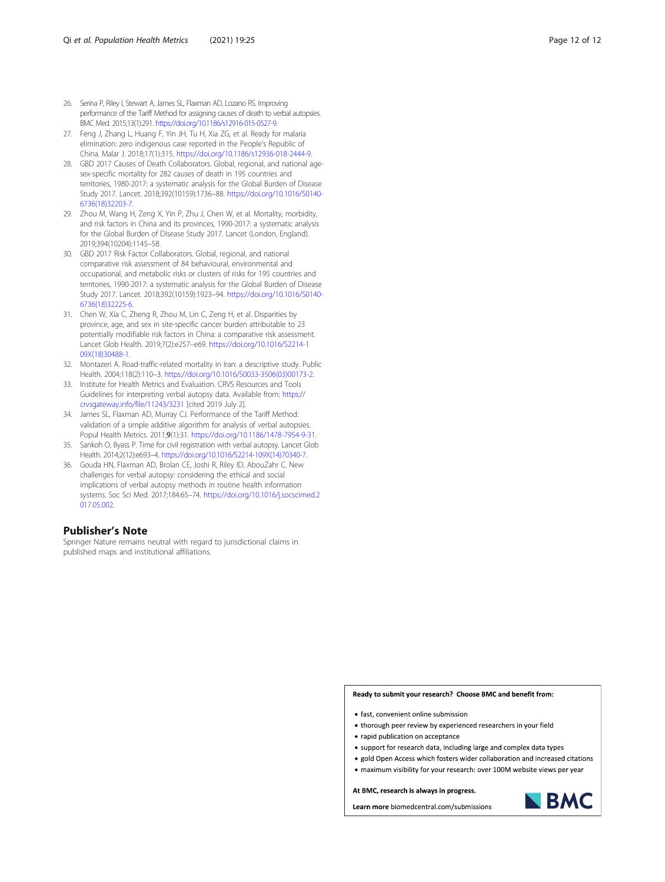26. Serina P, Riley I, Stewart A, James SL, Flaxman AD, Lozano RS. Improving performance of the Tariff Method for assigning causes of death to verbal autopsies. BMC Med. 2015;13(1):291. https://doi.org/10.1186/s12916-015-0527-9.
27. Feng J, Zhang L, Huang F, Yin JH, Tu H, Xia ZG, et al. Ready for malaria elimination: zero indigenous case reported in the People's Republic of China. Malar J. 2018;17(1):315. https://doi.org/10.1186/s12936-018-2444-9.
28. GBD 2017 Causes of Death Collaborators. Global, regional, and national age-sex-specific mortality for 282 causes of death in 195 countries and territories, 1980-2017: a systematic analysis for the Global Burden of Disease Study 2017. Lancet. 2018;392(10159):1736–88. https://doi.org/10.1016/S0140-6736(18)32203-7.
29. Zhou M, Wang H, Zeng X, Yin P, Zhu J, Chen W, et al. Mortality, morbidity, and risk factors in China and its provinces, 1990-2017: a systematic analysis for the Global Burden of Disease Study 2017. Lancet (London, England). 2019;394(10204):1145–58.
30. GBD 2017 Risk Factor Collaborators. Global, regional, and national comparative risk assessment of 84 behavioural, environmental and occupational, and metabolic risks or clusters of risks for 195 countries and territories, 1990-2017: a systematic analysis for the Global Burden of Disease Study 2017. Lancet. 2018;392(10159):1923–94. https://doi.org/10.1016/S0140-6736(18)32225-6.
31. Chen W, Xia C, Zheng R, Zhou M, Lin C, Zeng H, et al. Disparities by province, age, and sex in site-specific cancer burden attributable to 23 potentially modifiable risk factors in China: a comparative risk assessment. Lancet Glob Health. 2019;7(2):e257–e69. https://doi.org/10.1016/S2214-109X(18)30488-1.
32. Montazeri A. Road-traffic-related mortality in Iran: a descriptive study. Public Health. 2004;118(2):110–3. https://doi.org/10.1016/S0033-3506(03)00173-2.
33. Institute for Health Metrics and Evaluation. CRVS Resources and Tools Guidelines for interpreting verbal autopsy data. Available from: https://crvsgateway.info/file/11243/3231 [cited 2019 July 2].
34. James SL, Flaxman AD, Murray CJ. Performance of the Tariff Method: validation of a simple additive algorithm for analysis of verbal autopsies. Popul Health Metrics. 2011;**9**(1):31. https://doi.org/10.1186/1478-7954-9-31.
35. Sankoh O, Byass P. Time for civil registration with verbal autopsy. Lancet Glob Health. 2014;2(12):e693–4. https://doi.org/10.1016/S2214-109X(14)70340-7.
36. Gouda HN, Flaxman AD, Brolan CE, Joshi R, Riley ID, AbouZahr C. New challenges for verbal autopsy: considering the ethical and social implications of verbal autopsy methods in routine health information systems. Soc Sci Med. 2017;184:65–74. https://doi.org/10.1016/j.socscimed.2017.05.002.

## Publisher's Note

Springer Nature remains neutral with regard to jurisdictional claims in published maps and institutional affiliations.

**Ready to submit your research? Choose BMC and benefit from:**

- fast, convenient online submission
- thorough peer review by experienced researchers in your field
- rapid publication on acceptance
- support for research data, including large and complex data types
- gold Open Access which fosters wider collaboration and increased citations
- maximum visibility for your research: over 100M website views per year

**At BMC, research is always in progress.**

**Learn more** biomedcentral.com/submissions

BMC